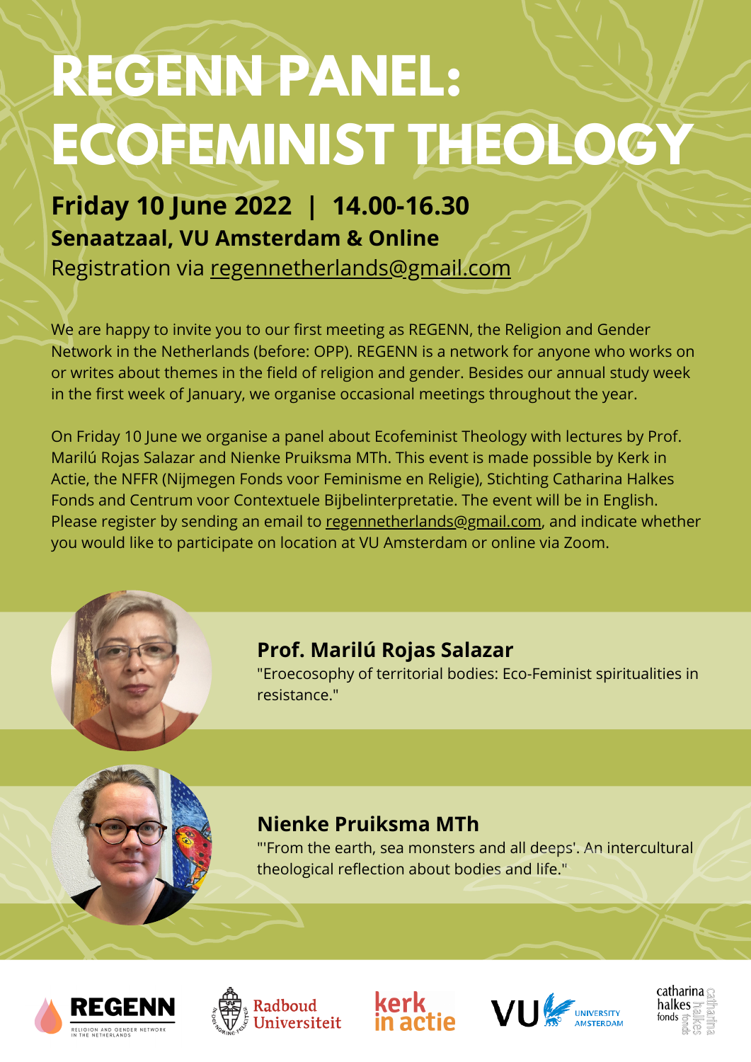# REGENN PANEL: ECOFEMINIST THEOLOGY

**Friday 10 June 2022 | 14.00-16.30**

**Senaatzaal, VU Amsterdam & Online**

Registration via regennetherlands@gmail.com

We are happy to invite you to our first meeting as REGENN, the Religion and Gender Network in the Netherlands (before: OPP). REGENN is a network for anyone who works on or writes about themes in the field of religion and gender. Besides our annual study week in the first week of January, we organise occasional meetings throughout the year.

On Friday 10 June we organise a panel about Ecofeminist Theology with lectures by Prof. Marilú Rojas Salazar and Nienke Pruiksma MTh. This event is made possible by Kerk in Actie, the NFFR (Nijmegen Fonds voor Feminisme en Religie), Stichting Catharina Halkes Fonds and Centrum voor Contextuele Bijbelinterpretatie. The event will be in English. Please register by sending an email to regennetherlands@gmail.com, and indicate whether you would like to participate on location at VU Amsterdam or online via Zoom.

**Prof. Marilú Rojas Salazar**

"Eroecosophy of territorial bodies: Eco-Feminist spiritualities in resistance."

**Nienke Pruiksma MTh**

"'From the earth, sea monsters and all deeps'. An intercultural theological reflection about bodies and life."

REGENN – Religion and Gender Network in the Netherlands | Radboud Universiteit | kerk in actie | VU University Amsterdam | catharina halkes fonds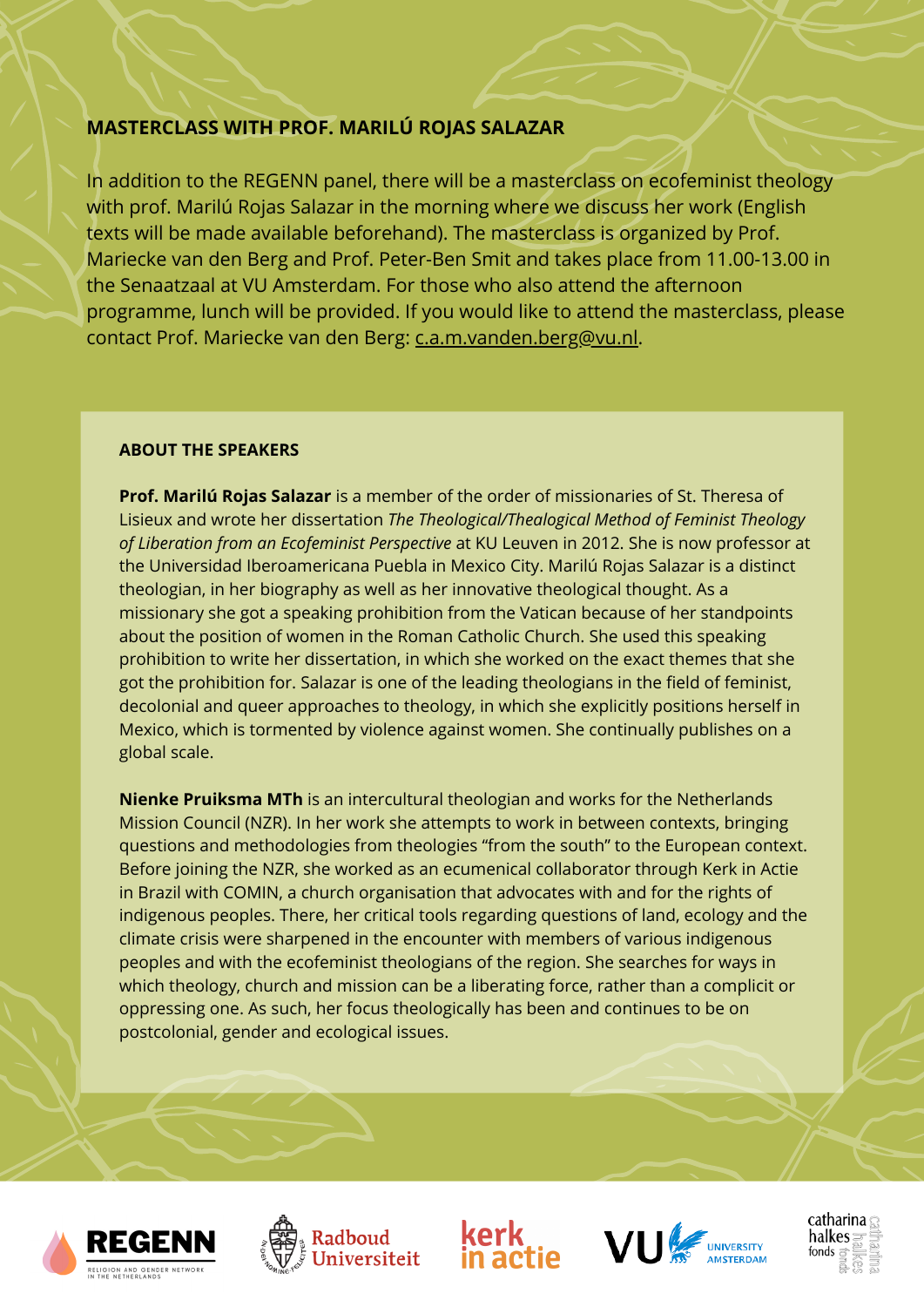## MASTERCLASS WITH PROF. MARILÚ ROJAS SALAZAR

In addition to the REGENN panel, there will be a masterclass on ecofeminist theology with prof. Marilú Rojas Salazar in the morning where we discuss her work (English texts will be made available beforehand). The masterclass is organized by Prof. Mariecke van den Berg and Prof. Peter-Ben Smit and takes place from 11.00-13.00 in the Senaatzaal at VU Amsterdam. For those who also attend the afternoon programme, lunch will be provided. If you would like to attend the masterclass, please contact Prof. Mariecke van den Berg: c.a.m.vanden.berg@vu.nl.

### ABOUT THE SPEAKERS

**Prof. Marilú Rojas Salazar** is a member of the order of missionaries of St. Theresa of Lisieux and wrote her dissertation *The Theological/Thealogical Method of Feminist Theology of Liberation from an Ecofeminist Perspective* at KU Leuven in 2012. She is now professor at the Universidad Iberoamericana Puebla in Mexico City. Marilú Rojas Salazar is a distinct theologian, in her biography as well as her innovative theological thought. As a missionary she got a speaking prohibition from the Vatican because of her standpoints about the position of women in the Roman Catholic Church. She used this speaking prohibition to write her dissertation, in which she worked on the exact themes that she got the prohibition for. Salazar is one of the leading theologians in the field of feminist, decolonial and queer approaches to theology, in which she explicitly positions herself in Mexico, which is tormented by violence against women. She continually publishes on a global scale.

**Nienke Pruiksma MTh** is an intercultural theologian and works for the Netherlands Mission Council (NZR). In her work she attempts to work in between contexts, bringing questions and methodologies from theologies "from the south" to the European context. Before joining the NZR, she worked as an ecumenical collaborator through Kerk in Actie in Brazil with COMIN, a church organisation that advocates with and for the rights of indigenous peoples. There, her critical tools regarding questions of land, ecology and the climate crisis were sharpened in the encounter with members of various indigenous peoples and with the ecofeminist theologians of the region. She searches for ways in which theology, church and mission can be a liberating force, rather than a complicit or oppressing one. As such, her focus theologically has been and continues to be on postcolonial, gender and ecological issues.

REGENN — Religion and Gender Network in the Netherlands | Radboud Universiteit | kerk in actie | VU University Amsterdam | catharina halkes fonds